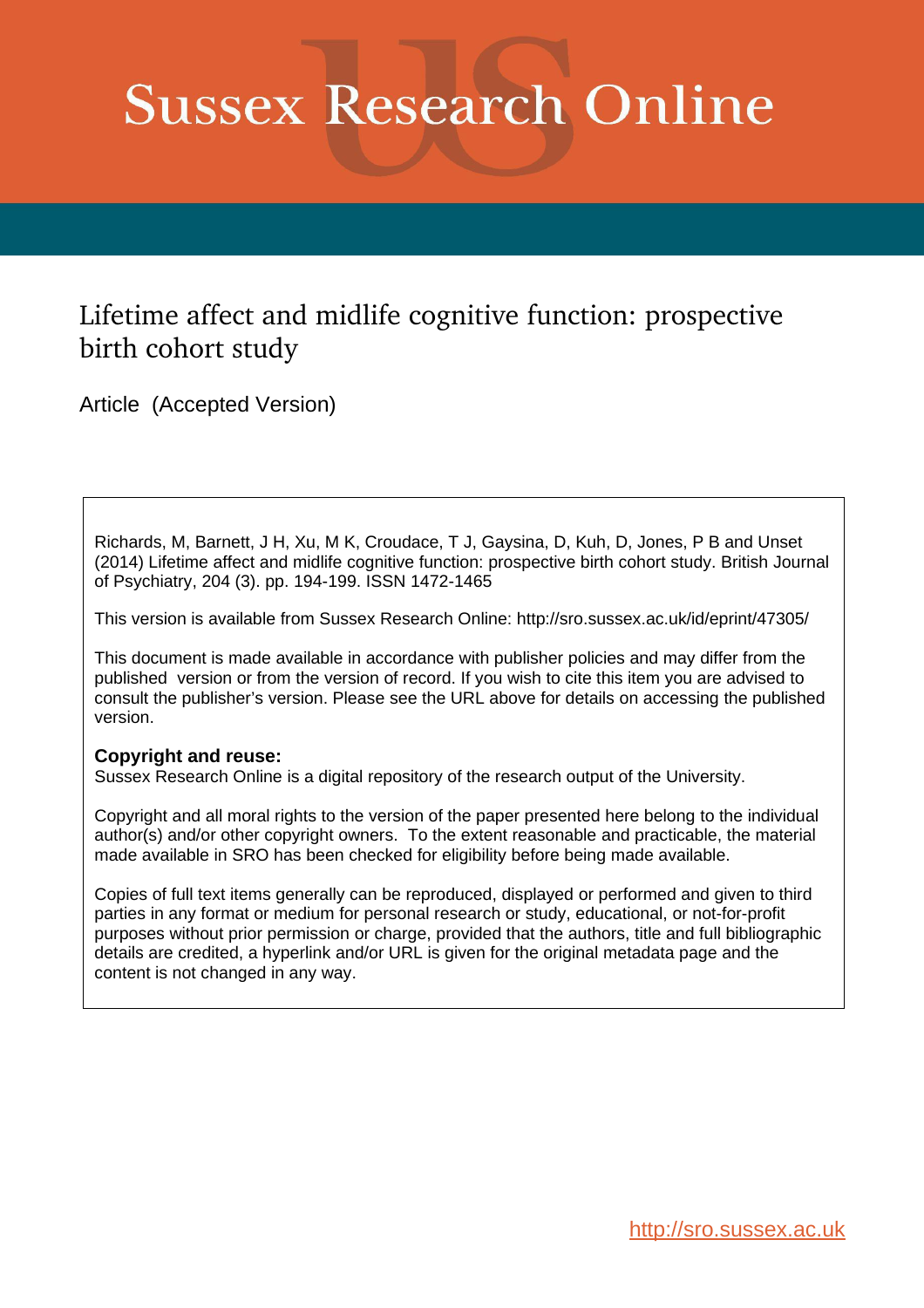# Sussex Research Online

## Lifetime affect and midlife cognitive function: prospective birth cohort study

Article (Accepted Version)

Richards, M, Barnett, J H, Xu, M K, Croudace, T J, Gaysina, D, Kuh, D, Jones, P B and Unset (2014) Lifetime affect and midlife cognitive function: prospective birth cohort study. British Journal of Psychiatry, 204 (3). pp. 194-199. ISSN 1472-1465

This version is available from Sussex Research Online: http://sro.sussex.ac.uk/id/eprint/47305/

This document is made available in accordance with publisher policies and may differ from the published version or from the version of record. If you wish to cite this item you are advised to consult the publisher's version. Please see the URL above for details on accessing the published version.

**Copyright and reuse:**
Sussex Research Online is a digital repository of the research output of the University.

Copyright and all moral rights to the version of the paper presented here belong to the individual author(s) and/or other copyright owners. To the extent reasonable and practicable, the material made available in SRO has been checked for eligibility before being made available.

Copies of full text items generally can be reproduced, displayed or performed and given to third parties in any format or medium for personal research or study, educational, or not-for-profit purposes without prior permission or charge, provided that the authors, title and full bibliographic details are credited, a hyperlink and/or URL is given for the original metadata page and the content is not changed in any way.

http://sro.sussex.ac.uk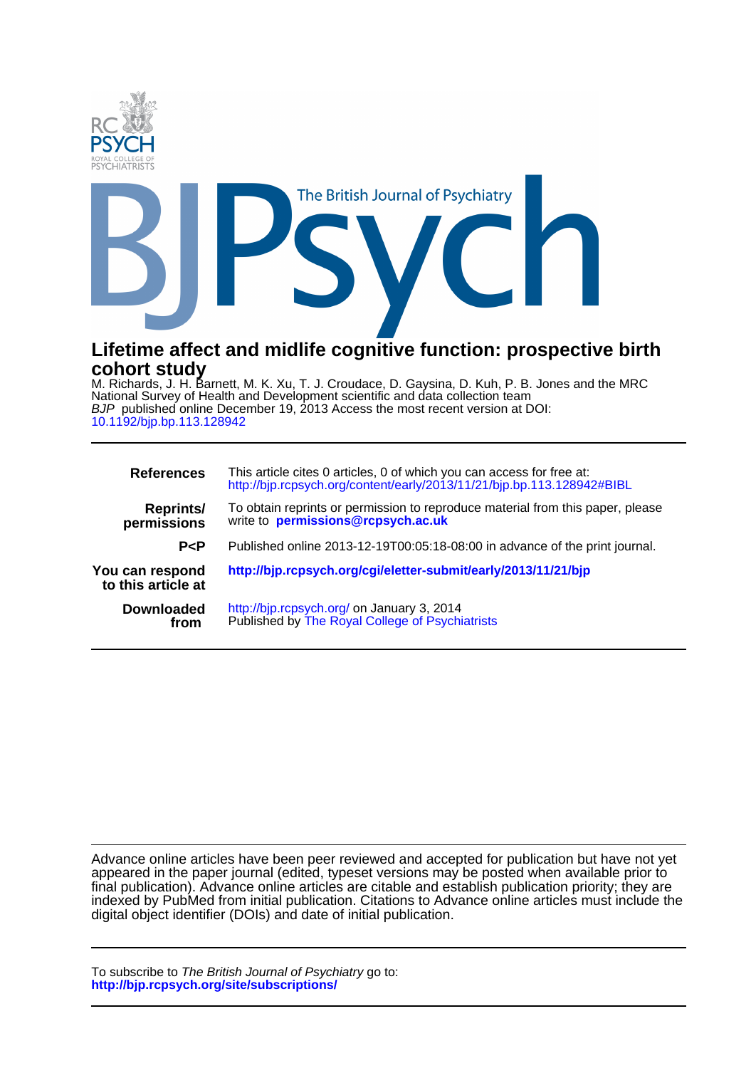# Lifetime affect and midlife cognitive function: prospective birth cohort study

M. Richards, J. H. Barnett, M. K. Xu, T. J. Croudace, D. Gaysina, D. Kuh, P. B. Jones and the MRC National Survey of Health and Development scientific and data collection team

*BJP* published online December 19, 2013 Access the most recent version at DOI: 10.1192/bjp.bp.113.128942

| | |
|---|---|
| **References** | This article cites 0 articles, 0 of which you can access for free at: http://bjp.rcpsych.org/content/early/2013/11/21/bjp.bp.113.128942#BIBL |
| **Reprints/ permissions** | To obtain reprints or permission to reproduce material from this paper, please write to **permissions@rcpsych.ac.uk** |
| **P<P** | Published online 2013-12-19T00:05:18-08:00 in advance of the print journal. |
| **You can respond to this article at** | **http://bjp.rcpsych.org/cgi/eletter-submit/early/2013/11/21/bjp** |
| **Downloaded from** | http://bjp.rcpsych.org/ on January 3, 2014 Published by The Royal College of Psychiatrists |

Advance online articles have been peer reviewed and accepted for publication but have not yet appeared in the paper journal (edited, typeset versions may be posted when available prior to final publication). Advance online articles are citable and establish publication priority; they are indexed by PubMed from initial publication. Citations to Advance online articles must include the digital object identifier (DOIs) and date of initial publication.

To subscribe to *The British Journal of Psychiatry* go to: **http://bjp.rcpsych.org/site/subscriptions/**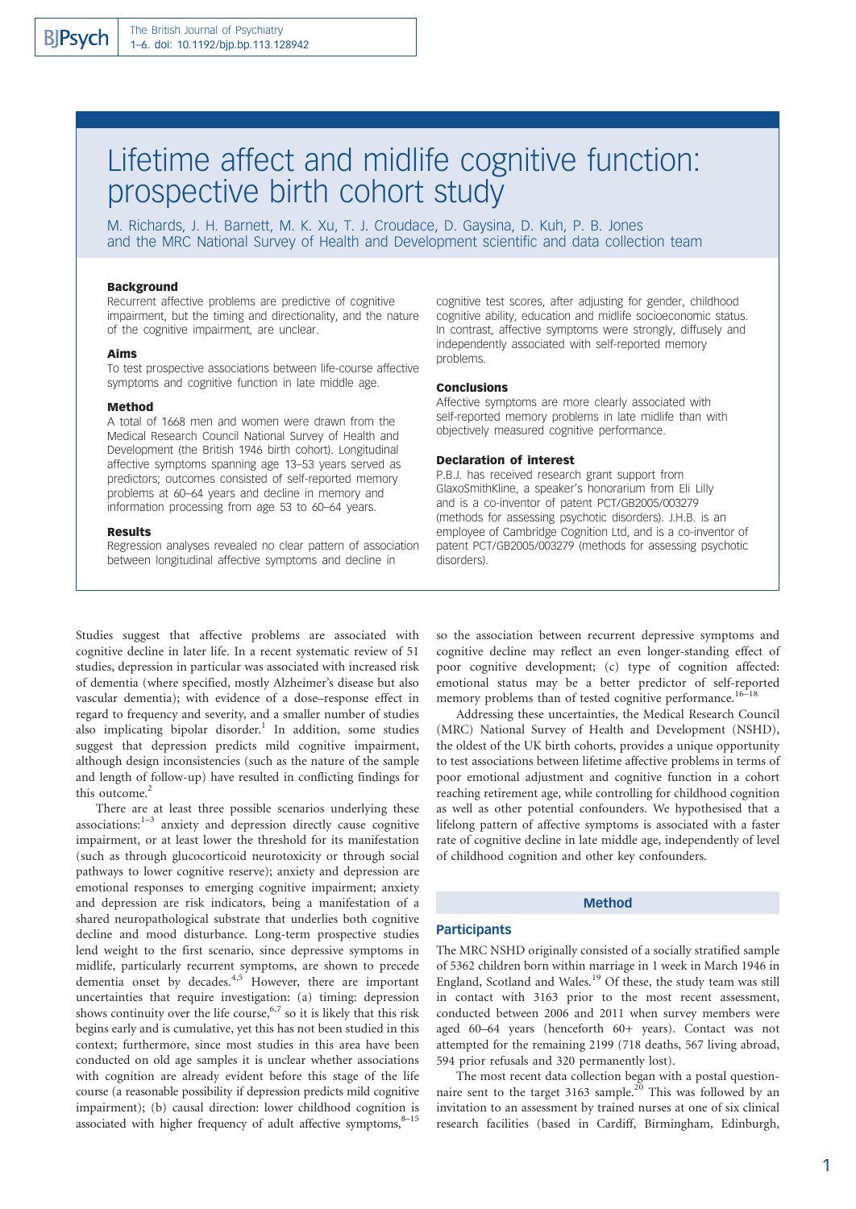# Lifetime affect and midlife cognitive function: prospective birth cohort study

M. Richards, J. H. Barnett, M. K. Xu, T. J. Croudace, D. Gaysina, D. Kuh, P. B. Jones and the MRC National Survey of Health and Development scientific and data collection team

### Background

Recurrent affective problems are predictive of cognitive impairment, but the timing and directionality, and the nature of the cognitive impairment, are unclear.

### Aims

To test prospective associations between life-course affective symptoms and cognitive function in late middle age.

### Method

A total of 1668 men and women were drawn from the Medical Research Council National Survey of Health and Development (the British 1946 birth cohort). Longitudinal affective symptoms spanning age 13–53 years served as predictors; outcomes consisted of self-reported memory problems at 60–64 years and decline in memory and information processing from age 53 to 60–64 years.

### Results

Regression analyses revealed no clear pattern of association between longitudinal affective symptoms and decline in cognitive test scores, after adjusting for gender, childhood cognitive ability, education and midlife socioeconomic status. In contrast, affective symptoms were strongly, diffusely and independently associated with self-reported memory problems.

### Conclusions

Affective symptoms are more clearly associated with self-reported memory problems in late midlife than with objectively measured cognitive performance.

### Declaration of interest

P.B.J. has received research grant support from GlaxoSmithKline, a speaker's honorarium from Eli Lilly and is a co-inventor of patent PCT/GB2005/003279 (methods for assessing psychotic disorders). J.H.B. is an employee of Cambridge Cognition Ltd, and is a co-inventor of patent PCT/GB2005/003279 (methods for assessing psychotic disorders).

Studies suggest that affective problems are associated with cognitive decline in later life. In a recent systematic review of 51 studies, depression in particular was associated with increased risk of dementia (where specified, mostly Alzheimer's disease but also vascular dementia); with evidence of a dose–response effect in regard to frequency and severity, and a smaller number of studies also implicating bipolar disorder.[1] In addition, some studies suggest that depression predicts mild cognitive impairment, although design inconsistencies (such as the nature of the sample and length of follow-up) have resulted in conflicting findings for this outcome.[2]

There are at least three possible scenarios underlying these associations:[1–3] anxiety and depression directly cause cognitive impairment, or at least lower the threshold for its manifestation (such as through glucocorticoid neurotoxicity or through social pathways to lower cognitive reserve); anxiety and depression are emotional responses to emerging cognitive impairment; anxiety and depression are risk indicators, being a manifestation of a shared neuropathological substrate that underlies both cognitive decline and mood disturbance. Long-term prospective studies lend weight to the first scenario, since depressive symptoms in midlife, particularly recurrent symptoms, are shown to precede dementia onset by decades.[4,5] However, there are important uncertainties that require investigation: (a) timing: depression shows continuity over the life course,[6,7] so it is likely that this risk begins early and is cumulative, yet this has not been studied in this context; furthermore, since most studies in this area have been conducted on old age samples it is unclear whether associations with cognition are already evident before this stage of the life course (a reasonable possibility if depression predicts mild cognitive impairment); (b) causal direction: lower childhood cognition is associated with higher frequency of adult affective symptoms,[8–15] so the association between recurrent depressive symptoms and cognitive decline may reflect an even longer-standing effect of poor cognitive development; (c) type of cognition affected: emotional status may be a better predictor of self-reported memory problems than of tested cognitive performance.[16–18]

Addressing these uncertainties, the Medical Research Council (MRC) National Survey of Health and Development (NSHD), the oldest of the UK birth cohorts, provides a unique opportunity to test associations between lifetime affective problems in terms of poor emotional adjustment and cognitive function in a cohort reaching retirement age, while controlling for childhood cognition as well as other potential confounders. We hypothesised that a lifelong pattern of affective symptoms is associated with a faster rate of cognitive decline in late middle age, independently of level of childhood cognition and other key confounders.

## Method

### Participants

The MRC NSHD originally consisted of a socially stratified sample of 5362 children born within marriage in 1 week in March 1946 in England, Scotland and Wales.[19] Of these, the study team was still in contact with 3163 prior to the most recent assessment, conducted between 2006 and 2011 when survey members were aged 60–64 years (henceforth 60+ years). Contact was not attempted for the remaining 2199 (718 deaths, 567 living abroad, 594 prior refusals and 320 permanently lost).

The most recent data collection began with a postal questionnaire sent to the target 3163 sample.[20] This was followed by an invitation to an assessment by trained nurses at one of six clinical research facilities (based in Cardiff, Birmingham, Edinburgh,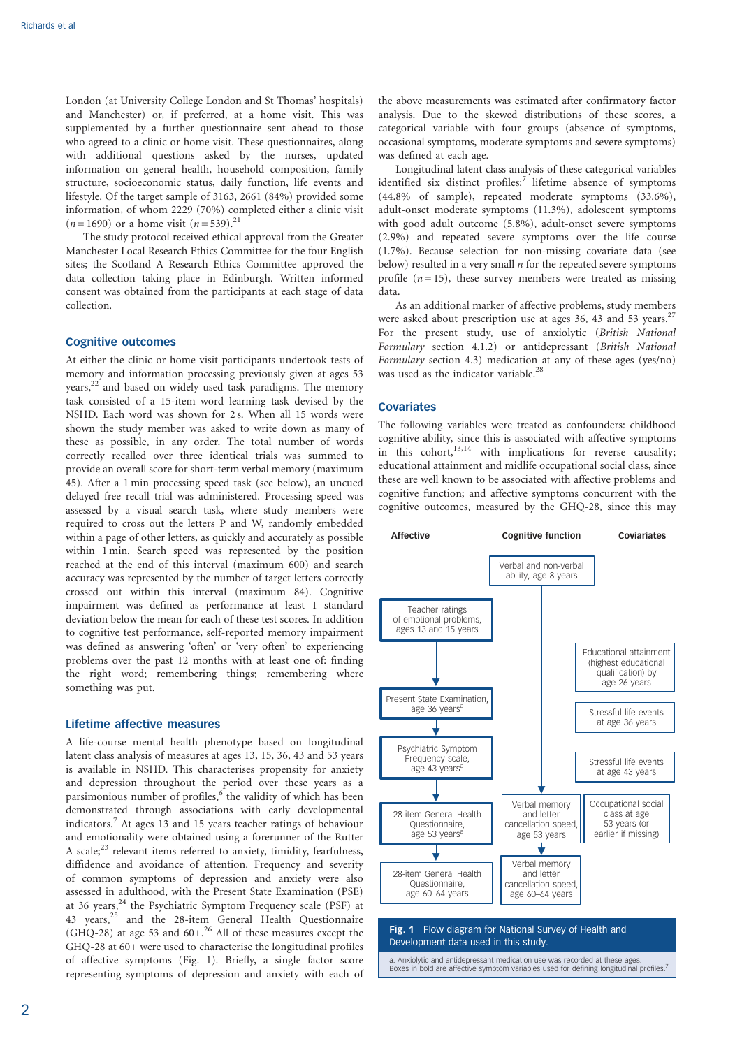London (at University College London and St Thomas' hospitals) and Manchester) or, if preferred, at a home visit. This was supplemented by a further questionnaire sent ahead to those who agreed to a clinic or home visit. These questionnaires, along with additional questions asked by the nurses, updated information on general health, household composition, family structure, socioeconomic status, daily function, life events and lifestyle. Of the target sample of 3163, 2661 (84%) provided some information, of whom 2229 (70%) completed either a clinic visit ($n = 1690$) or a home visit ($n = 539$).[21]

The study protocol received ethical approval from the Greater Manchester Local Research Ethics Committee for the four English sites; the Scotland A Research Ethics Committee approved the data collection taking place in Edinburgh. Written informed consent was obtained from the participants at each stage of data collection.

### Cognitive outcomes

At either the clinic or home visit participants undertook tests of memory and information processing previously given at ages 53 years,[22] and based on widely used task paradigms. The memory task consisted of a 15-item word learning task devised by the NSHD. Each word was shown for 2 s. When all 15 words were shown the study member was asked to write down as many of these as possible, in any order. The total number of words correctly recalled over three identical trials was summed to provide an overall score for short-term verbal memory (maximum 45). After a 1 min processing speed task (see below), an uncued delayed free recall trial was administered. Processing speed was assessed by a visual search task, where study members were required to cross out the letters P and W, randomly embedded within a page of other letters, as quickly and accurately as possible within 1 min. Search speed was represented by the position reached at the end of this interval (maximum 600) and search accuracy was represented by the number of target letters correctly crossed out within this interval (maximum 84). Cognitive impairment was defined as performance at least 1 standard deviation below the mean for each of these test scores. In addition to cognitive test performance, self-reported memory impairment was defined as answering 'often' or 'very often' to experiencing problems over the past 12 months with at least one of: finding the right word; remembering things; remembering where something was put.

### Lifetime affective measures

A life-course mental health phenotype based on longitudinal latent class analysis of measures at ages 13, 15, 36, 43 and 53 years is available in NSHD. This characterises propensity for anxiety and depression throughout the period over these years as a parsimonious number of profiles,[6] the validity of which has been demonstrated through associations with early developmental indicators.[7] At ages 13 and 15 years teacher ratings of behaviour and emotionality were obtained using a forerunner of the Rutter A scale;[23] relevant items referred to anxiety, timidity, fearfulness, diffidence and avoidance of attention. Frequency and severity of common symptoms of depression and anxiety were also assessed in adulthood, with the Present State Examination (PSE) at 36 years,[24] the Psychiatric Symptom Frequency scale (PSF) at 43 years,[25] and the 28-item General Health Questionnaire (GHQ-28) at age 53 and 60+.[26] All of these measures except the GHQ-28 at 60+ were used to characterise the longitudinal profiles of affective symptoms (Fig. 1). Briefly, a single factor score representing symptoms of depression and anxiety with each of the above measurements was estimated after confirmatory factor analysis. Due to the skewed distributions of these scores, a categorical variable with four groups (absence of symptoms, occasional symptoms, moderate symptoms and severe symptoms) was defined at each age.

Longitudinal latent class analysis of these categorical variables identified six distinct profiles:[7] lifetime absence of symptoms (44.8% of sample), repeated moderate symptoms (33.6%), adult-onset moderate symptoms (11.3%), adolescent symptoms with good adult outcome (5.8%), adult-onset severe symptoms (2.9%) and repeated severe symptoms over the life course (1.7%). Because selection for non-missing covariate data (see below) resulted in a very small $n$ for the repeated severe symptoms profile ($n = 15$), these survey members were treated as missing data.

As an additional marker of affective problems, study members were asked about prescription use at ages 36, 43 and 53 years.[27] For the present study, use of anxiolytic (*British National Formulary* section 4.1.2) or antidepressant (*British National Formulary* section 4.3) medication at any of these ages (yes/no) was used as the indicator variable.[28]

### Covariates

The following variables were treated as confounders: childhood cognitive ability, since this is associated with affective symptoms in this cohort,[13,14] with implications for reverse causality; educational attainment and midlife occupational social class, since these are well known to be associated with affective problems and cognitive function; and affective symptoms concurrent with the cognitive outcomes, measured by the GHQ-28, since this may

| Affective | Cognitive function | Covariates |
|---|---|---|
| | Verbal and non-verbal ability, age 8 years | |
| **Teacher ratings of emotional problems, ages 13 and 15 years** | | |
| | | Educational attainment (highest educational qualification) by age 26 years |
| **Present State Examination, age 36 years[a]** | | Stressful life events at age 36 years |
| **Psychiatric Symptom Frequency scale, age 43 years[a]** | | Stressful life events at age 43 years |
| **28-item General Health Questionnaire, age 53 years[a]** | Verbal memory and letter cancellation speed, age 53 years | Occupational social class at age 53 years (or earlier if missing) |
| 28-item General Health Questionnaire, age 60–64 years | Verbal memory and letter cancellation speed, age 60–64 years | |

**Fig. 1** Flow diagram for National Survey of Health and Development data used in this study.

a. Anxiolytic and antidepressant medication use was recorded at these ages.
Boxes in bold are affective symptom variables used for defining longitudinal profiles.[7]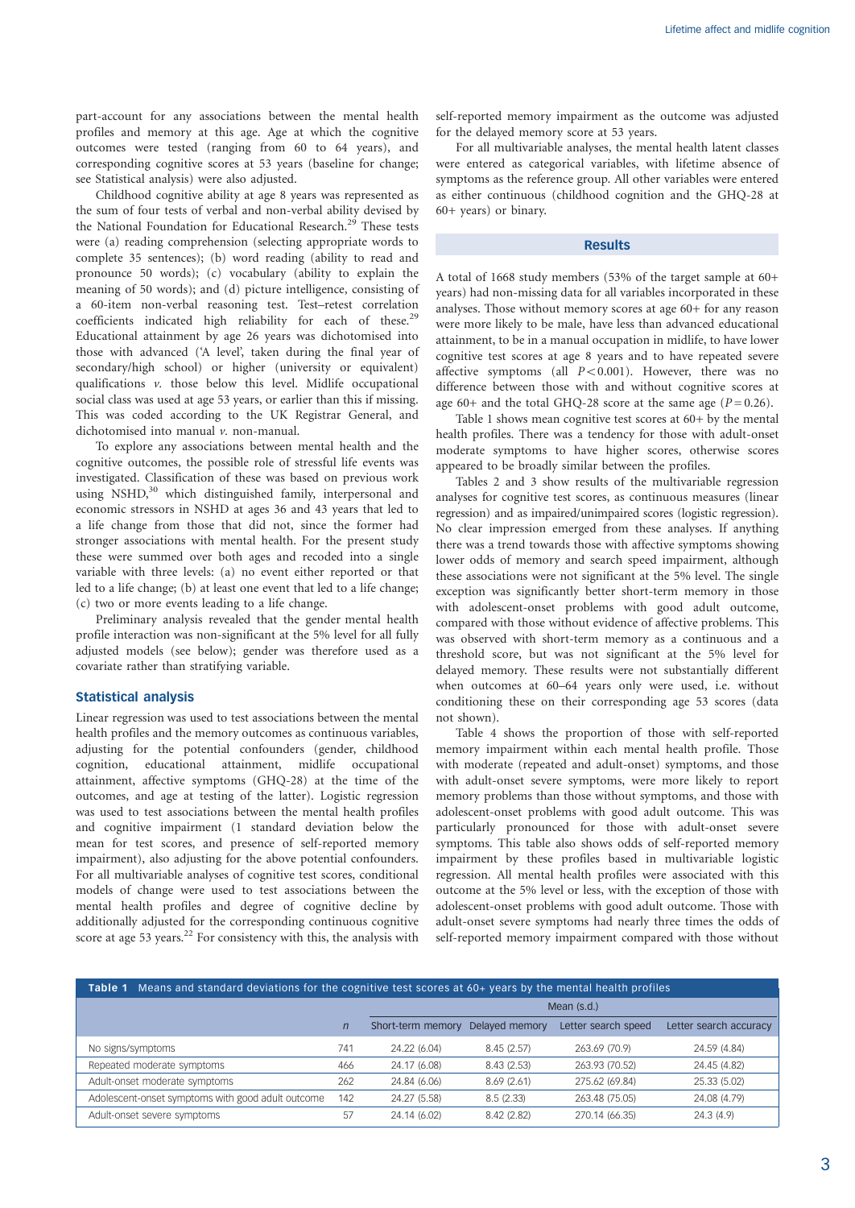part-account for any associations between the mental health profiles and memory at this age. Age at which the cognitive outcomes were tested (ranging from 60 to 64 years), and corresponding cognitive scores at 53 years (baseline for change; see Statistical analysis) were also adjusted.

Childhood cognitive ability at age 8 years was represented as the sum of four tests of verbal and non-verbal ability devised by the National Foundation for Educational Research.[29] These tests were (a) reading comprehension (selecting appropriate words to complete 35 sentences); (b) word reading (ability to read and pronounce 50 words); (c) vocabulary (ability to explain the meaning of 50 words); and (d) picture intelligence, consisting of a 60-item non-verbal reasoning test. Test–retest correlation coefficients indicated high reliability for each of these.[29] Educational attainment by age 26 years was dichotomised into those with advanced ('A level', taken during the final year of secondary/high school) or higher (university or equivalent) qualifications *v.* those below this level. Midlife occupational social class was used at age 53 years, or earlier than this if missing. This was coded according to the UK Registrar General, and dichotomised into manual *v.* non-manual.

To explore any associations between mental health and the cognitive outcomes, the possible role of stressful life events was investigated. Classification of these was based on previous work using NSHD,[30] which distinguished family, interpersonal and economic stressors in NSHD at ages 36 and 43 years that led to a life change from those that did not, since the former had stronger associations with mental health. For the present study these were summed over both ages and recoded into a single variable with three levels: (a) no event either reported or that led to a life change; (b) at least one event that led to a life change; (c) two or more events leading to a life change.

Preliminary analysis revealed that the gender mental health profile interaction was non-significant at the 5% level for all fully adjusted models (see below); gender was therefore used as a covariate rather than stratifying variable.

### Statistical analysis

Linear regression was used to test associations between the mental health profiles and the memory outcomes as continuous variables, adjusting for the potential confounders (gender, childhood cognition, educational attainment, midlife occupational attainment, affective symptoms (GHQ-28) at the time of the outcomes, and age at testing of the latter). Logistic regression was used to test associations between the mental health profiles and cognitive impairment (1 standard deviation below the mean for test scores, and presence of self-reported memory impairment), also adjusting for the above potential confounders. For all multivariable analyses of cognitive test scores, conditional models of change were used to test associations between the mental health profiles and degree of cognitive decline by additionally adjusted for the corresponding continuous cognitive score at age 53 years.[22] For consistency with this, the analysis with self-reported memory impairment as the outcome was adjusted for the delayed memory score at 53 years.

For all multivariable analyses, the mental health latent classes were entered as categorical variables, with lifetime absence of symptoms as the reference group. All other variables were entered as either continuous (childhood cognition and the GHQ-28 at 60+ years) or binary.

## Results

A total of 1668 study members (53% of the target sample at 60+ years) had non-missing data for all variables incorporated in these analyses. Those without memory scores at age 60+ for any reason were more likely to be male, have less than advanced educational attainment, to be in a manual occupation in midlife, to have lower cognitive test scores at age 8 years and to have repeated severe affective symptoms (all $P<0.001$). However, there was no difference between those with and without cognitive scores at age 60+ and the total GHQ-28 score at the same age ($P=0.26$).

Table 1 shows mean cognitive test scores at 60+ by the mental health profiles. There was a tendency for those with adult-onset moderate symptoms to have higher scores, otherwise scores appeared to be broadly similar between the profiles.

Tables 2 and 3 show results of the multivariable regression analyses for cognitive test scores, as continuous measures (linear regression) and as impaired/unimpaired scores (logistic regression). No clear impression emerged from these analyses. If anything there was a trend towards those with affective symptoms showing lower odds of memory and search speed impairment, although these associations were not significant at the 5% level. The single exception was significantly better short-term memory in those with adolescent-onset problems with good adult outcome, compared with those without evidence of affective problems. This was observed with short-term memory as a continuous and a threshold score, but was not significant at the 5% level for delayed memory. These results were not substantially different when outcomes at 60–64 years only were used, i.e. without conditioning these on their corresponding age 53 scores (data not shown).

Table 4 shows the proportion of those with self-reported memory impairment within each mental health profile. Those with moderate (repeated and adult-onset) symptoms, and those with adult-onset severe symptoms, were more likely to report memory problems than those without symptoms, and those with adolescent-onset problems with good adult outcome. This was particularly pronounced for those with adult-onset severe symptoms. This table also shows odds of self-reported memory impairment by these profiles based in multivariable logistic regression. All mental health profiles were associated with this outcome at the 5% level or less, with the exception of those with adolescent-onset problems with good adult outcome. Those with adult-onset severe symptoms had nearly three times the odds of self-reported memory impairment compared with those without

**Table 1** Means and standard deviations for the cognitive test scores at 60+ years by the mental health profiles

| | | Mean (s.d.) | | | |
|---|---|---|---|---|---|
| | *n* | Short-term memory | Delayed memory | Letter search speed | Letter search accuracy |
| No signs/symptoms | 741 | 24.22 (6.04) | 8.45 (2.57) | 263.69 (70.9) | 24.59 (4.84) |
| Repeated moderate symptoms | 466 | 24.17 (6.08) | 8.43 (2.53) | 263.93 (70.52) | 24.45 (4.82) |
| Adult-onset moderate symptoms | 262 | 24.84 (6.06) | 8.69 (2.61) | 275.62 (69.84) | 25.33 (5.02) |
| Adolescent-onset symptoms with good adult outcome | 142 | 24.27 (5.58) | 8.5 (2.33) | 263.48 (75.05) | 24.08 (4.79) |
| Adult-onset severe symptoms | 57 | 24.14 (6.02) | 8.42 (2.82) | 270.14 (66.35) | 24.3 (4.9) |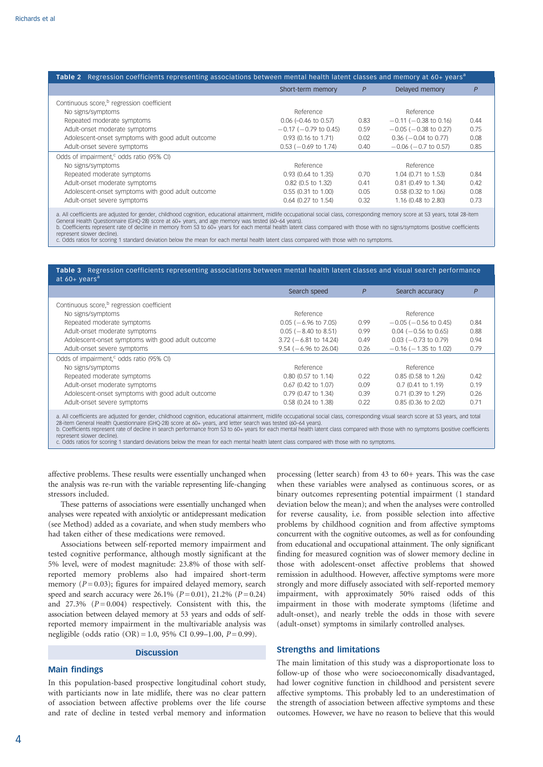**Table 2** Regression coefficients representing associations between mental health latent classes and memory at 60+ years[a]

| | Short-term memory | *P* | Delayed memory | *P* |
|---|---|---|---|---|
| Continuous score,[b] regression coefficient | | | | |
| No signs/symptoms | Reference | | Reference | |
| Repeated moderate symptoms | 0.06 (–0.46 to 0.57) | 0.83 | −0.11 (−0.38 to 0.16) | 0.44 |
| Adult-onset moderate symptoms | −0.17 (−0.79 to 0.45) | 0.59 | −0.05 (−0.38 to 0.27) | 0.75 |
| Adolescent-onset symptoms with good adult outcome | 0.93 (0.16 to 1.71) | 0.02 | 0.36 (−0.04 to 0.77) | 0.08 |
| Adult-onset severe symptoms | 0.53 (−0.69 to 1.74) | 0.40 | −0.06 (−0.7 to 0.57) | 0.85 |
| Odds of impairment,[c] odds ratio (95% CI) | | | | |
| No signs/symptoms | Reference | | Reference | |
| Repeated moderate symptoms | 0.93 (0.64 to 1.35) | 0.70 | 1.04 (0.71 to 1.53) | 0.84 |
| Adult-onset moderate symptoms | 0.82 (0.5 to 1.32) | 0.41 | 0.81 (0.49 to 1.34) | 0.42 |
| Adolescent-onset symptoms with good adult outcome | 0.55 (0.31 to 1.00) | 0.05 | 0.58 (0.32 to 1.06) | 0.08 |
| Adult-onset severe symptoms | 0.64 (0.27 to 1.54) | 0.32 | 1.16 (0.48 to 2.80) | 0.73 |

a. All coefficients are adjusted for gender, childhood cognition, educational attainment, midlife occupational social class, corresponding memory score at 53 years, total 28-item General Health Questionnaire (GHQ-28) score at 60+ years, and age memory was tested (60–64 years).
b. Coefficients represent rate of decline in memory from 53 to 60+ years for each mental health latent class compared with those with no signs/symptoms (positive coefficients represent slower decline).
c. Odds ratios for scoring 1 standard deviation below the mean for each mental health latent class compared with those with no symptoms.

**Table 3** Regression coefficients representing associations between mental health latent classes and visual search performance at 60+ years[a]

| | Search speed | *P* | Search accuracy | *P* |
|---|---|---|---|---|
| Continuous score,[b] regression coefficient | | | | |
| No signs/symptoms | Reference | | Reference | |
| Repeated moderate symptoms | 0.05 (−6.96 to 7.05) | 0.99 | −0.05 (−0.56 to 0.45) | 0.84 |
| Adult-onset moderate symptoms | 0.05 (−8.40 to 8.51) | 0.99 | 0.04 (−0.56 to 0.65) | 0.88 |
| Adolescent-onset symptoms with good adult outcome | 3.72 (−6.81 to 14.24) | 0.49 | 0.03 (−0.73 to 0.79) | 0.94 |
| Adult-onset severe symptoms | 9.54 (−6.96 to 26.04) | 0.26 | −0.16 (−1.35 to 1.02) | 0.79 |
| Odds of impairment,[c] odds ratio (95% CI) | | | | |
| No signs/symptoms | Reference | | Reference | |
| Repeated moderate symptoms | 0.80 (0.57 to 1.14) | 0.22 | 0.85 (0.58 to 1.26) | 0.42 |
| Adult-onset moderate symptoms | 0.67 (0.42 to 1.07) | 0.09 | 0.7 (0.41 to 1.19) | 0.19 |
| Adolescent-onset symptoms with good adult outcome | 0.79 (0.47 to 1.34) | 0.39 | 0.71 (0.39 to 1.29) | 0.26 |
| Adult-onset severe symptoms | 0.58 (0.24 to 1.38) | 0.22 | 0.85 (0.36 to 2.02) | 0.71 |

a. All coefficients are adjusted for gender, childhood cognition, educational attainment, midlife occupational social class, corresponding visual search score at 53 years, and total 28-item General Health Questionnaire (GHQ-28) score at 60+ years, and letter search was tested (60–64 years).
b. Coefficients represent rate of decline in search performance from 53 to 60+ years for each mental health latent class compared with those with no symptoms (positive coefficients represent slower decline).
c. Odds ratios for scoring 1 standard deviations below the mean for each mental health latent class compared with those with no symptoms.

affective problems. These results were essentially unchanged when the analysis was re-run with the variable representing life-changing stressors included.

These patterns of associations were essentially unchanged when analyses were repeated with anxiolytic or antidepressant medication (see Method) added as a covariate, and when study members who had taken either of these medications were removed.

Associations between self-reported memory impairment and tested cognitive performance, although mostly significant at the 5% level, were of modest magnitude: 23.8% of those with self-reported memory problems also had impaired short-term memory ($P = 0.03$); figures for impaired delayed memory, search speed and search accuracy were 26.1% ($P = 0.01$), 21.2% ($P = 0.24$) and 27.3% ($P = 0.004$) respectively. Consistent with this, the association between delayed memory at 53 years and odds of self-reported memory impairment in the multivariable analysis was negligible (odds ratio (OR) = 1.0, 95% CI 0.99–1.00, $P = 0.99$).

## Discussion

### Main findings

In this population-based prospective longitudinal cohort study, with participants now in late midlife, there was no clear pattern of association between affective problems over the life course and rate of decline in tested verbal memory and information processing (letter search) from 43 to 60+ years. This was the case when these variables were analysed as continuous scores, or as binary outcomes representing potential impairment (1 standard deviation below the mean); and when the analyses were controlled for reverse causality, i.e. from possible selection into affective problems by childhood cognition and from affective symptoms concurrent with the cognitive outcomes, as well as for confounding from educational and occupational attainment. The only significant finding for measured cognition was of slower memory decline in those with adolescent-onset affective problems that showed remission in adulthood. However, affective symptoms were more strongly and more diffusely associated with self-reported memory impairment, with approximately 50% raised odds of this impairment in those with moderate symptoms (lifetime and adult-onset), and nearly treble the odds in those with severe (adult-onset) symptoms in similarly controlled analyses.

### Strengths and limitations

The main limitation of this study was a disproportionate loss to follow-up of those who were socioeconomically disadvantaged, had lower cognitive function in childhood and persistent severe affective symptoms. This probably led to an underestimation of the strength of association between affective symptoms and these outcomes. However, we have no reason to believe that this would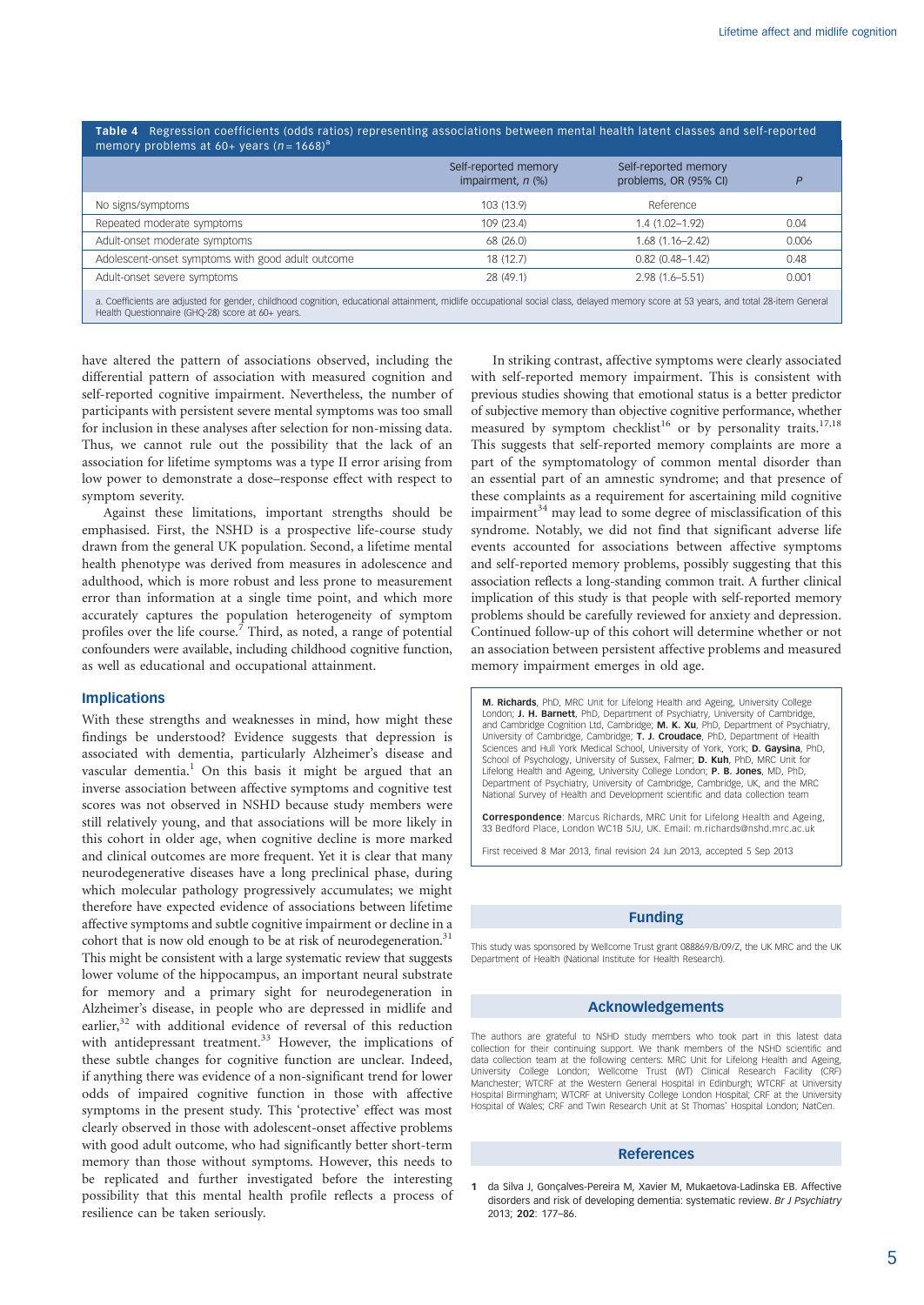**Table 4** Regression coefficients (odds ratios) representing associations between mental health latent classes and self-reported memory problems at 60+ years ($n = 1668$)[a]

| | Self-reported memory impairment, *n* (%) | Self-reported memory problems, OR (95% CI) | *P* |
|---|---|---|---|
| No signs/symptoms | 103 (13.9) | Reference | |
| Repeated moderate symptoms | 109 (23.4) | 1.4 (1.02–1.92) | 0.04 |
| Adult-onset moderate symptoms | 68 (26.0) | 1.68 (1.16–2.42) | 0.006 |
| Adolescent-onset symptoms with good adult outcome | 18 (12.7) | 0.82 (0.48–1.42) | 0.48 |
| Adult-onset severe symptoms | 28 (49.1) | 2.98 (1.6–5.51) | 0.001 |

a. Coefficients are adjusted for gender, childhood cognition, educational attainment, midlife occupational social class, delayed memory score at 53 years, and total 28-item General Health Questionnaire (GHQ-28) score at 60+ years.

have altered the pattern of associations observed, including the differential pattern of association with measured cognition and self-reported cognitive impairment. Nevertheless, the number of participants with persistent severe mental symptoms was too small for inclusion in these analyses after selection for non-missing data. Thus, we cannot rule out the possibility that the lack of an association for lifetime symptoms was a type II error arising from low power to demonstrate a dose–response effect with respect to symptom severity.

Against these limitations, important strengths should be emphasised. First, the NSHD is a prospective life-course study drawn from the general UK population. Second, a lifetime mental health phenotype was derived from measures in adolescence and adulthood, which is more robust and less prone to measurement error than information at a single time point, and which more accurately captures the population heterogeneity of symptom profiles over the life course.[7] Third, as noted, a range of potential confounders were available, including childhood cognitive function, as well as educational and occupational attainment.

## Implications

With these strengths and weaknesses in mind, how might these findings be understood? Evidence suggests that depression is associated with dementia, particularly Alzheimer's disease and vascular dementia.[1] On this basis it might be argued that an inverse association between affective symptoms and cognitive test scores was not observed in NSHD because study members were still relatively young, and that associations will be more likely in this cohort in older age, when cognitive decline is more marked and clinical outcomes are more frequent. Yet it is clear that many neurodegenerative diseases have a long preclinical phase, during which molecular pathology progressively accumulates; we might therefore have expected evidence of associations between lifetime affective symptoms and subtle cognitive impairment or decline in a cohort that is now old enough to be at risk of neurodegeneration.[31] This might be consistent with a large systematic review that suggests lower volume of the hippocampus, an important neural substrate for memory and a primary sight for neurodegeneration in Alzheimer's disease, in people who are depressed in midlife and earlier,[32] with additional evidence of reversal of this reduction with antidepressant treatment.[33] However, the implications of these subtle changes for cognitive function are unclear. Indeed, if anything there was evidence of a non-significant trend for lower odds of impaired cognitive function in those with affective symptoms in the present study. This 'protective' effect was most clearly observed in those with adolescent-onset affective problems with good adult outcome, who had significantly better short-term memory than those without symptoms. However, this needs to be replicated and further investigated before the interesting possibility that this mental health profile reflects a process of resilience can be taken seriously.

In striking contrast, affective symptoms were clearly associated with self-reported memory impairment. This is consistent with previous studies showing that emotional status is a better predictor of subjective memory than objective cognitive performance, whether measured by symptom checklist[16] or by personality traits.[17,18] This suggests that self-reported memory complaints are more a part of the symptomatology of common mental disorder than an essential part of an amnestic syndrome; and that presence of these complaints as a requirement for ascertaining mild cognitive impairment[34] may lead to some degree of misclassification of this syndrome. Notably, we did not find that significant adverse life events accounted for associations between affective symptoms and self-reported memory problems, possibly suggesting that this association reflects a long-standing common trait. A further clinical implication of this study is that people with self-reported memory problems should be carefully reviewed for anxiety and depression. Continued follow-up of this cohort will determine whether or not an association between persistent affective problems and measured memory impairment emerges in old age.

**M. Richards**, PhD, MRC Unit for Lifelong Health and Ageing, University College London; **J. H. Barnett**, PhD, Department of Psychiatry, University of Cambridge, and Cambridge Cognition Ltd, Cambridge; **M. K. Xu**, PhD, Department of Psychiatry, University of Cambridge, Cambridge; **T. J. Croudace**, PhD, Department of Health Sciences and Hull York Medical School, University of York, York; **D. Gaysina**, PhD, School of Psychology, University of Sussex, Falmer; **D. Kuh**, PhD, MRC Unit for Lifelong Health and Ageing, University College London; **P. B. Jones**, MD, PhD, Department of Psychiatry, University of Cambridge, Cambridge, UK, and the MRC National Survey of Health and Development scientific and data collection team

**Correspondence**: Marcus Richards, MRC Unit for Lifelong Health and Ageing, 33 Bedford Place, London WC1B 5JU, UK. Email: m.richards@nshd.mrc.ac.uk

First received 8 Mar 2013, final revision 24 Jun 2013, accepted 5 Sep 2013

## Funding

This study was sponsored by Wellcome Trust grant 088869/B/09/Z, the UK MRC and the UK Department of Health (National Institute for Health Research).

## Acknowledgements

The authors are grateful to NSHD study members who took part in this latest data collection for their continuing support. We thank members of the NSHD scientific and data collection team at the following centers: MRC Unit for Lifelong Health and Ageing, University College London; Wellcome Trust (WT) Clinical Research Facility (CRF) Manchester; WTCRF at the Western General Hospital in Edinburgh; WTCRF at University Hospital Birmingham; WTCRF at University College London Hospital; CRF at the University Hospital of Wales; CRF and Twin Research Unit at St Thomas' Hospital London; NatCen.

## References

1 da Silva J, Gonçalves-Pereira M, Xavier M, Mukaetova-Ladinska EB. Affective disorders and risk of developing dementia: systematic review. *Br J Psychiatry* 2013; **202**: 177–86.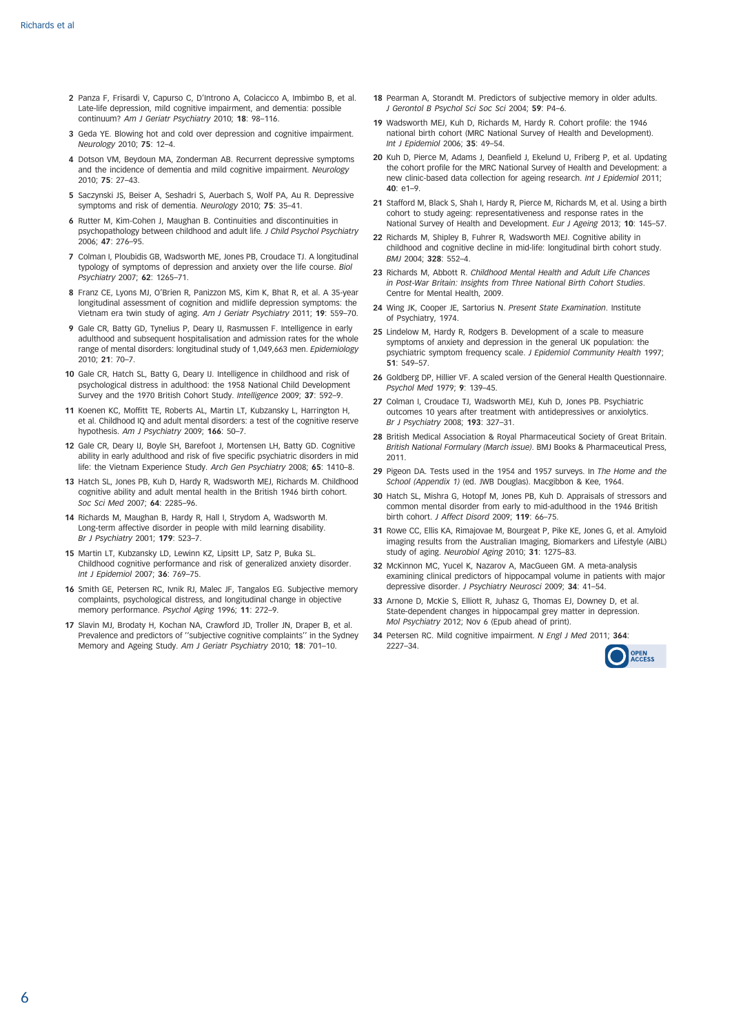2. Panza F, Frisardi V, Capurso C, D'Introno A, Colacicco A, Imbimbo B, et al. Late-life depression, mild cognitive impairment, and dementia: possible continuum? *Am J Geriatr Psychiatry* 2010; **18**: 98–116.
3. Geda YE. Blowing hot and cold over depression and cognitive impairment. *Neurology* 2010; **75**: 12–4.
4. Dotson VM, Beydoun MA, Zonderman AB. Recurrent depressive symptoms and the incidence of dementia and mild cognitive impairment. *Neurology* 2010; **75**: 27–43.
5. Saczynski JS, Beiser A, Seshadri S, Auerbach S, Wolf PA, Au R. Depressive symptoms and risk of dementia. *Neurology* 2010; **75**: 35–41.
6. Rutter M, Kim-Cohen J, Maughan B. Continuities and discontinuities in psychopathology between childhood and adult life. *J Child Psychol Psychiatry* 2006; **47**: 276–95.
7. Colman I, Ploubidis GB, Wadsworth ME, Jones PB, Croudace TJ. A longitudinal typology of symptoms of depression and anxiety over the life course. *Biol Psychiatry* 2007; **62**: 1265–71.
8. Franz CE, Lyons MJ, O'Brien R, Panizzon MS, Kim K, Bhat R, et al. A 35-year longitudinal assessment of cognition and midlife depression symptoms: the Vietnam era twin study of aging. *Am J Geriatr Psychiatry* 2011; **19**: 559–70.
9. Gale CR, Batty GD, Tynelius P, Deary IJ, Rasmussen F. Intelligence in early adulthood and subsequent hospitalisation and admission rates for the whole range of mental disorders: longitudinal study of 1,049,663 men. *Epidemiology* 2010; **21**: 70–7.
10. Gale CR, Hatch SL, Batty GD, Deary IJ. Intelligence in childhood and risk of psychological distress in adulthood: the 1958 National Child Development Survey and the 1970 British Cohort Study. *Intelligence* 2009; **37**: 592–9.
11. Koenen KC, Moffitt TE, Roberts AL, Martin LT, Kubzansky L, Harrington H, et al. Childhood IQ and adult mental disorders: a test of the cognitive reserve hypothesis. *Am J Psychiatry* 2009; **166**: 50–7.
12. Gale CR, Deary IJ, Boyle SH, Barefoot J, Mortensen LH, Batty GD. Cognitive ability in early adulthood and risk of five specific psychiatric disorders in mid life: the Vietnam Experience Study. *Arch Gen Psychiatry* 2008; **65**: 1410–8.
13. Hatch SL, Jones PB, Kuh D, Hardy R, Wadsworth MEJ, Richards M. Childhood cognitive ability and adult mental health in the British 1946 birth cohort. *Soc Sci Med* 2007; **64**: 2285–96.
14. Richards M, Maughan B, Hardy R, Hall I, Strydom A, Wadsworth M. Long-term affective disorder in people with mild learning disability. *Br J Psychiatry* 2001; **179**: 523–7.
15. Martin LT, Kubzansky LD, Lewinn KZ, Lipsitt LP, Satz P, Buka SL. Childhood cognitive performance and risk of generalized anxiety disorder. *Int J Epidemiol* 2007; **36**: 769–75.
16. Smith GE, Petersen RC, Ivnik RJ, Malec JF, Tangalos EG. Subjective memory complaints, psychological distress, and longitudinal change in objective memory performance. *Psychol Aging* 1996; **11**: 272–9.
17. Slavin MJ, Brodaty H, Kochan NA, Crawford JD, Troller JN, Draper B, et al. Prevalence and predictors of ''subjective cognitive complaints'' in the Sydney Memory and Ageing Study. *Am J Geriatr Psychiatry* 2010; **18**: 701–10.
18. Pearman A, Storandt M. Predictors of subjective memory in older adults. *J Gerontol B Psychol Sci Soc Sci* 2004; **59**: P4–6.
19. Wadsworth MEJ, Kuh D, Richards M, Hardy R. Cohort profile: the 1946 national birth cohort (MRC National Survey of Health and Development). *Int J Epidemiol* 2006; **35**: 49–54.
20. Kuh D, Pierce M, Adams J, Deanfield J, Ekelund U, Friberg P, et al. Updating the cohort profile for the MRC National Survey of Health and Development: a new clinic-based data collection for ageing research. *Int J Epidemiol* 2011; **40**: e1–9.
21. Stafford M, Black S, Shah I, Hardy R, Pierce M, Richards M, et al. Using a birth cohort to study ageing: representativeness and response rates in the National Survey of Health and Development. *Eur J Ageing* 2013; **10**: 145–57.
22. Richards M, Shipley B, Fuhrer R, Wadsworth MEJ. Cognitive ability in childhood and cognitive decline in mid-life: longitudinal birth cohort study. *BMJ* 2004; **328**: 552–4.
23. Richards M, Abbott R. *Childhood Mental Health and Adult Life Chances in Post-War Britain: Insights from Three National Birth Cohort Studies*. Centre for Mental Health, 2009.
24. Wing JK, Cooper JE, Sartorius N. *Present State Examination*. Institute of Psychiatry, 1974.
25. Lindelow M, Hardy R, Rodgers B. Development of a scale to measure symptoms of anxiety and depression in the general UK population: the psychiatric symptom frequency scale. *J Epidemiol Community Health* 1997; **51**: 549–57.
26. Goldberg DP, Hillier VF. A scaled version of the General Health Questionnaire. *Psychol Med* 1979; **9**: 139–45.
27. Colman I, Croudace TJ, Wadsworth MEJ, Kuh D, Jones PB. Psychiatric outcomes 10 years after treatment with antidepressives or anxiolytics. *Br J Psychiatry* 2008; **193**: 327–31.
28. British Medical Association & Royal Pharmaceutical Society of Great Britain. *British National Formulary (March issue)*. BMJ Books & Pharmaceutical Press, 2011.
29. Pigeon DA. Tests used in the 1954 and 1957 surveys. In *The Home and the School (Appendix 1)* (ed. JWB Douglas). Macgibbon & Kee, 1964.
30. Hatch SL, Mishra G, Hotopf M, Jones PB, Kuh D. Appraisals of stressors and common mental disorder from early to mid-adulthood in the 1946 British birth cohort. *J Affect Disord* 2009; **119**: 66–75.
31. Rowe CC, Ellis KA, Rimajovae M, Bourgeat P, Pike KE, Jones G, et al. Amyloid imaging results from the Australian Imaging, Biomarkers and Lifestyle (AIBL) study of aging. *Neurobiol Aging* 2010; **31**: 1275–83.
32. McKinnon MC, Yucel K, Nazarov A, MacGueen GM. A meta-analysis examining clinical predictors of hippocampal volume in patients with major depressive disorder. *J Psychiatry Neurosci* 2009; **34**: 41–54.
33. Arnone D, McKie S, Elliott R, Juhasz G, Thomas EJ, Downey D, et al. State-dependent changes in hippocampal grey matter in depression. *Mol Psychiatry* 2012; Nov 6 (Epub ahead of print).
34. Petersen RC. Mild cognitive impairment. *N Engl J Med* 2011; **364**: 2227–34.